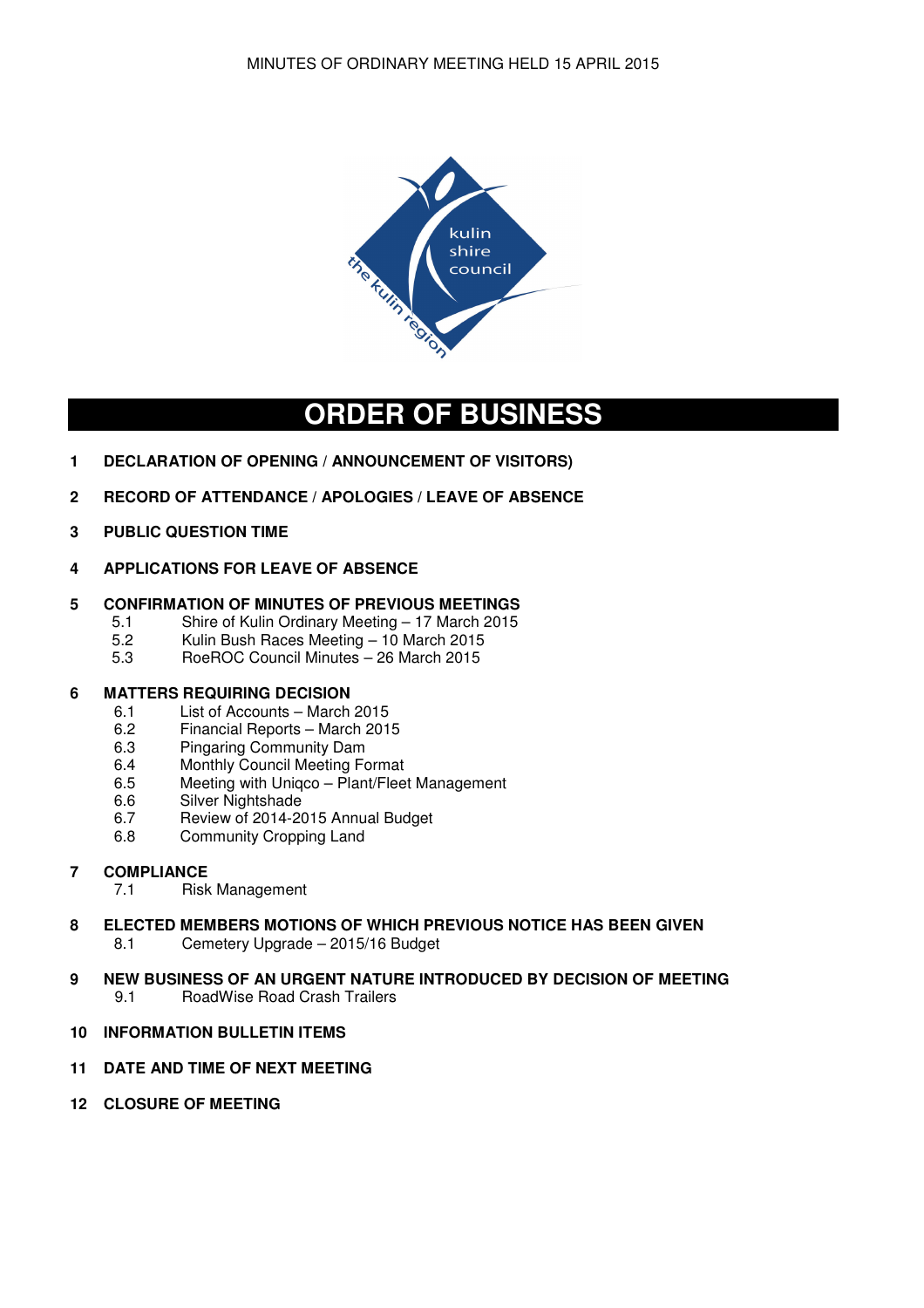# ORDER OF BUSINESS

**1 DECLARATION OF OPENING / ANNOUNCEMENT OF VISITORS)**

**2 RECORD OF ATTENDANCE / APOLOGIES / LEAVE OF ABSENCE**

**3 PUBLIC QUESTION TIME**

**4 APPLICATIONS FOR LEAVE OF ABSENCE**

**5 CONFIRMATION OF MINUTES OF PREVIOUS MEETINGS**
- 5.1 Shire of Kulin Ordinary Meeting – 17 March 2015
- 5.2 Kulin Bush Races Meeting – 10 March 2015
- 5.3 RoeROC Council Minutes – 26 March 2015

**6 MATTERS REQUIRING DECISION**
- 6.1 List of Accounts – March 2015
- 6.2 Financial Reports – March 2015
- 6.3 Pingaring Community Dam
- 6.4 Monthly Council Meeting Format
- 6.5 Meeting with Uniqco – Plant/Fleet Management
- 6.6 Silver Nightshade
- 6.7 Review of 2014-2015 Annual Budget
- 6.8 Community Cropping Land

**7 COMPLIANCE**
- 7.1 Risk Management

**8 ELECTED MEMBERS MOTIONS OF WHICH PREVIOUS NOTICE HAS BEEN GIVEN**
- 8.1 Cemetery Upgrade – 2015/16 Budget

**9 NEW BUSINESS OF AN URGENT NATURE INTRODUCED BY DECISION OF MEETING**
- 9.1 RoadWise Road Crash Trailers

**10 INFORMATION BULLETIN ITEMS**

**11 DATE AND TIME OF NEXT MEETING**

**12 CLOSURE OF MEETING**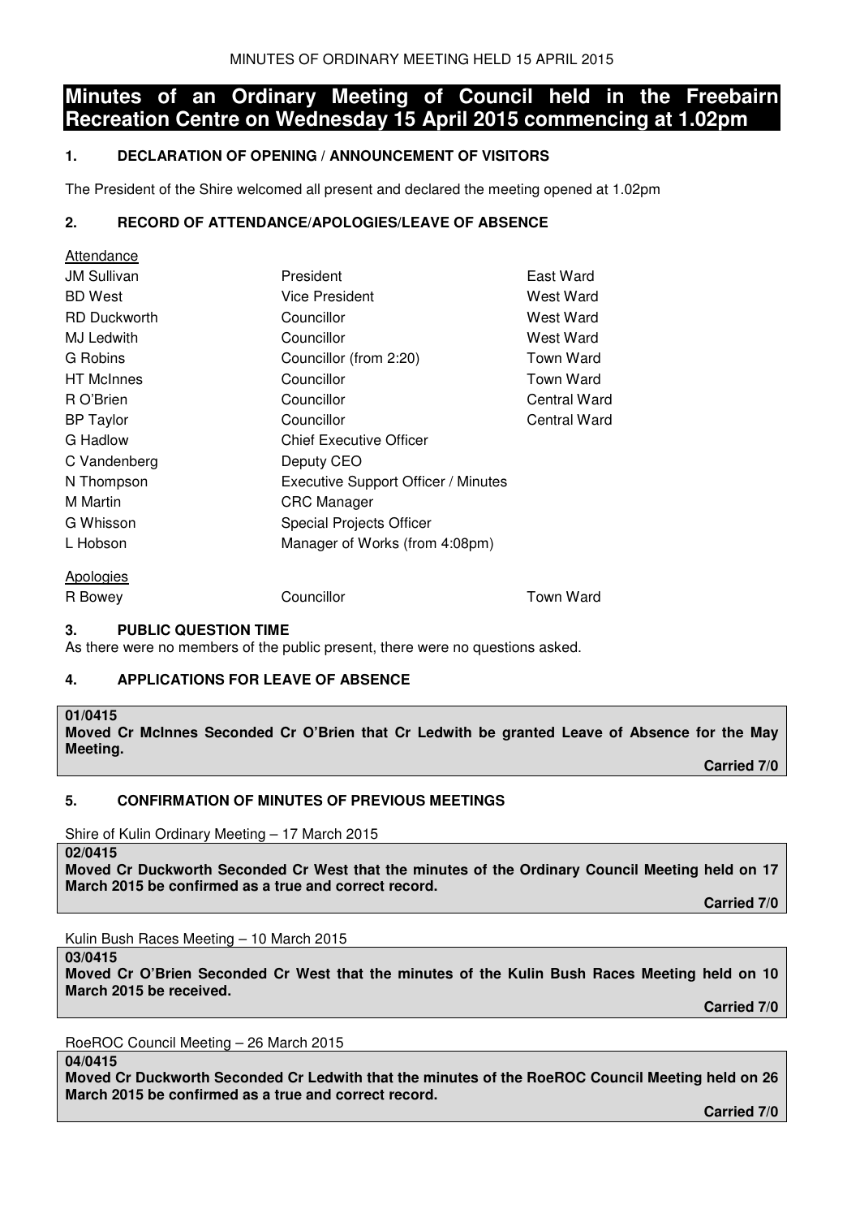# Minutes of an Ordinary Meeting of Council held in the Freebairn Recreation Centre on Wednesday 15 April 2015 commencing at 1.02pm

## 1. DECLARATION OF OPENING / ANNOUNCEMENT OF VISITORS

The President of the Shire welcomed all present and declared the meeting opened at 1.02pm

## 2. RECORD OF ATTENDANCE/APOLOGIES/LEAVE OF ABSENCE

Attendance

| | | |
|---|---|---|
| JM Sullivan | President | East Ward |
| BD West | Vice President | West Ward |
| RD Duckworth | Councillor | West Ward |
| MJ Ledwith | Councillor | West Ward |
| G Robins | Councillor (from 2:20) | Town Ward |
| HT McInnes | Councillor | Town Ward |
| R O'Brien | Councillor | Central Ward |
| BP Taylor | Councillor | Central Ward |
| G Hadlow | Chief Executive Officer | |
| C Vandenberg | Deputy CEO | |
| N Thompson | Executive Support Officer / Minutes | |
| M Martin | CRC Manager | |
| G Whisson | Special Projects Officer | |
| L Hobson | Manager of Works (from 4:08pm) | |

Apologies

| | | |
|---|---|---|
| R Bowey | Councillor | Town Ward |

## 3. PUBLIC QUESTION TIME

As there were no members of the public present, there were no questions asked.

## 4. APPLICATIONS FOR LEAVE OF ABSENCE

**01/0415**
**Moved Cr McInnes Seconded Cr O'Brien that Cr Ledwith be granted Leave of Absence for the May Meeting.**

**Carried 7/0**

## 5. CONFIRMATION OF MINUTES OF PREVIOUS MEETINGS

Shire of Kulin Ordinary Meeting – 17 March 2015

**02/0415**
**Moved Cr Duckworth Seconded Cr West that the minutes of the Ordinary Council Meeting held on 17 March 2015 be confirmed as a true and correct record.**

**Carried 7/0**

Kulin Bush Races Meeting – 10 March 2015

**03/0415**
**Moved Cr O'Brien Seconded Cr West that the minutes of the Kulin Bush Races Meeting held on 10 March 2015 be received.**

**Carried 7/0**

RoeROC Council Meeting – 26 March 2015

**04/0415**
**Moved Cr Duckworth Seconded Cr Ledwith that the minutes of the RoeROC Council Meeting held on 26 March 2015 be confirmed as a true and correct record.**

**Carried 7/0**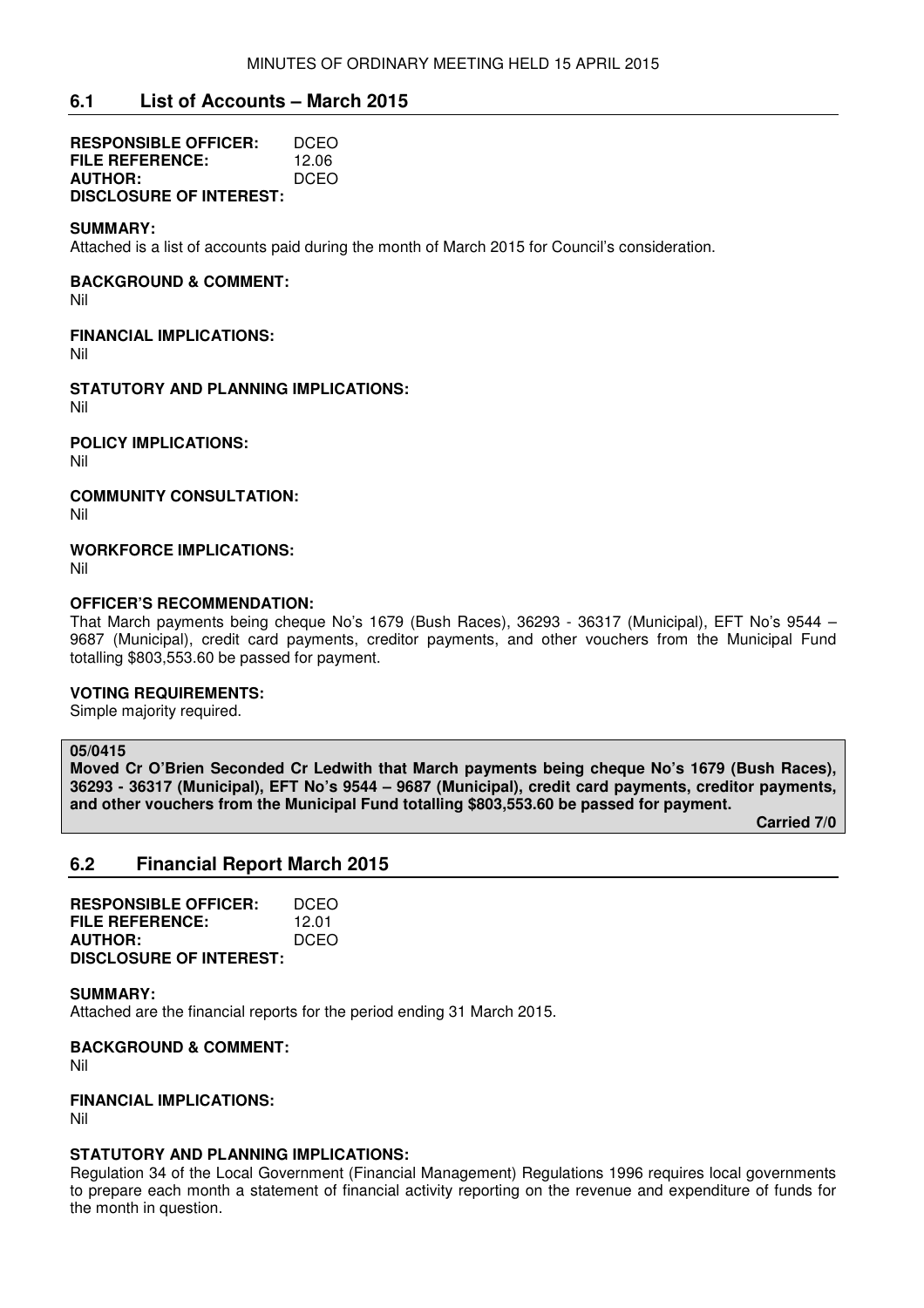## 6.1 List of Accounts – March 2015

**RESPONSIBLE OFFICER:** DCEO
**FILE REFERENCE:** 12.06
**AUTHOR:** DCEO
**DISCLOSURE OF INTEREST:**

**SUMMARY:**
Attached is a list of accounts paid during the month of March 2015 for Council's consideration.

**BACKGROUND & COMMENT:**
Nil

**FINANCIAL IMPLICATIONS:**
Nil

**STATUTORY AND PLANNING IMPLICATIONS:**
Nil

**POLICY IMPLICATIONS:**
Nil

**COMMUNITY CONSULTATION:**
Nil

**WORKFORCE IMPLICATIONS:**
Nil

**OFFICER'S RECOMMENDATION:**
That March payments being cheque No's 1679 (Bush Races), 36293 - 36317 (Municipal), EFT No's 9544 – 9687 (Municipal), credit card payments, creditor payments, and other vouchers from the Municipal Fund totalling $803,553.60 be passed for payment.

**VOTING REQUIREMENTS:**
Simple majority required.

**05/0415**
**Moved Cr O'Brien Seconded Cr Ledwith that March payments being cheque No's 1679 (Bush Races), 36293 - 36317 (Municipal), EFT No's 9544 – 9687 (Municipal), credit card payments, creditor payments, and other vouchers from the Municipal Fund totalling $803,553.60 be passed for payment.**

**Carried 7/0**

## 6.2 Financial Report March 2015

**RESPONSIBLE OFFICER:** DCEO
**FILE REFERENCE:** 12.01
**AUTHOR:** DCEO
**DISCLOSURE OF INTEREST:**

**SUMMARY:**
Attached are the financial reports for the period ending 31 March 2015.

**BACKGROUND & COMMENT:**
Nil

**FINANCIAL IMPLICATIONS:**
Nil

**STATUTORY AND PLANNING IMPLICATIONS:**
Regulation 34 of the Local Government (Financial Management) Regulations 1996 requires local governments to prepare each month a statement of financial activity reporting on the revenue and expenditure of funds for the month in question.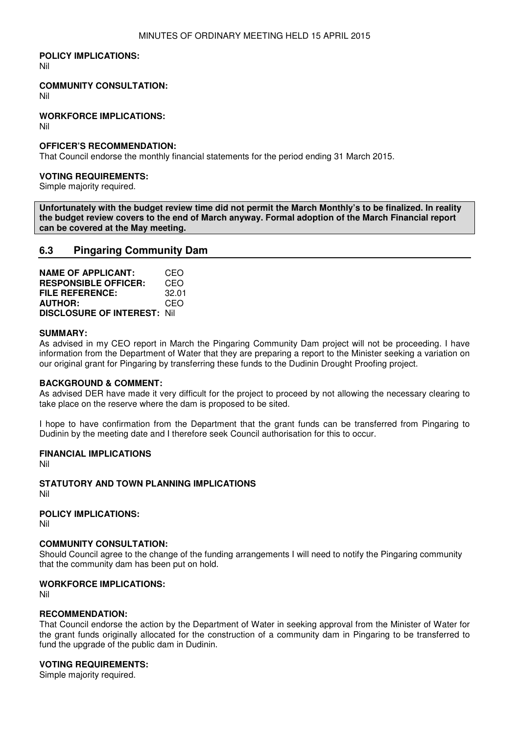**POLICY IMPLICATIONS:**
Nil

**COMMUNITY CONSULTATION:**
Nil

**WORKFORCE IMPLICATIONS:**
Nil

**OFFICER'S RECOMMENDATION:**
That Council endorse the monthly financial statements for the period ending 31 March 2015.

**VOTING REQUIREMENTS:**
Simple majority required.

**Unfortunately with the budget review time did not permit the March Monthly's to be finalized. In reality the budget review covers to the end of March anyway. Formal adoption of the March Financial report can be covered at the May meeting.**

## 6.3 Pingaring Community Dam

**NAME OF APPLICANT:** CEO
**RESPONSIBLE OFFICER:** CEO
**FILE REFERENCE:** 32.01
**AUTHOR:** CEO
**DISCLOSURE OF INTEREST:** Nil

**SUMMARY:**
As advised in my CEO report in March the Pingaring Community Dam project will not be proceeding. I have information from the Department of Water that they are preparing a report to the Minister seeking a variation on our original grant for Pingaring by transferring these funds to the Dudinin Drought Proofing project.

**BACKGROUND & COMMENT:**
As advised DER have made it very difficult for the project to proceed by not allowing the necessary clearing to take place on the reserve where the dam is proposed to be sited.

I hope to have confirmation from the Department that the grant funds can be transferred from Pingaring to Dudinin by the meeting date and I therefore seek Council authorisation for this to occur.

**FINANCIAL IMPLICATIONS**
Nil

**STATUTORY AND TOWN PLANNING IMPLICATIONS**
Nil

**POLICY IMPLICATIONS:**
Nil

**COMMUNITY CONSULTATION:**
Should Council agree to the change of the funding arrangements I will need to notify the Pingaring community that the community dam has been put on hold.

**WORKFORCE IMPLICATIONS:**
Nil

**RECOMMENDATION:**
That Council endorse the action by the Department of Water in seeking approval from the Minister of Water for the grant funds originally allocated for the construction of a community dam in Pingaring to be transferred to fund the upgrade of the public dam in Dudinin.

**VOTING REQUIREMENTS:**
Simple majority required.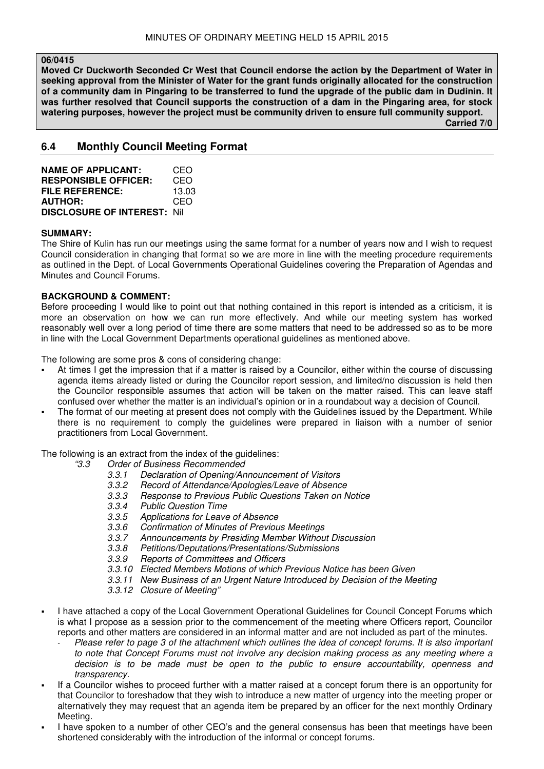**06/0415**
**Moved Cr Duckworth Seconded Cr West that Council endorse the action by the Department of Water in seeking approval from the Minister of Water for the grant funds originally allocated for the construction of a community dam in Pingaring to be transferred to fund the upgrade of the public dam in Dudinin. It was further resolved that Council supports the construction of a dam in the Pingaring area, for stock watering purposes, however the project must be community driven to ensure full community support.**
**Carried 7/0**

## 6.4 Monthly Council Meeting Format

**NAME OF APPLICANT:** CEO
**RESPONSIBLE OFFICER:** CEO
**FILE REFERENCE:** 13.03
**AUTHOR:** CEO
**DISCLOSURE OF INTEREST:** Nil

**SUMMARY:**
The Shire of Kulin has run our meetings using the same format for a number of years now and I wish to request Council consideration in changing that format so we are more in line with the meeting procedure requirements as outlined in the Dept. of Local Governments Operational Guidelines covering the Preparation of Agendas and Minutes and Council Forums.

**BACKGROUND & COMMENT:**
Before proceeding I would like to point out that nothing contained in this report is intended as a criticism, it is more an observation on how we can run more effectively. And while our meeting system has worked reasonably well over a long period of time there are some matters that need to be addressed so as to be more in line with the Local Government Departments operational guidelines as mentioned above.

The following are some pros & cons of considering change:

- At times I get the impression that if a matter is raised by a Councilor, either within the course of discussing agenda items already listed or during the Councilor report session, and limited/no discussion is held then the Councilor responsible assumes that action will be taken on the matter raised. This can leave staff confused over whether the matter is an individual's opinion or in a roundabout way a decision of Council.
- The format of our meeting at present does not comply with the Guidelines issued by the Department. While there is no requirement to comply the guidelines were prepared in liaison with a number of senior practitioners from Local Government.

The following is an extract from the index of the guidelines:

*"3.3 Order of Business Recommended*
- *3.3.1 Declaration of Opening/Announcement of Visitors*
- *3.3.2 Record of Attendance/Apologies/Leave of Absence*
- *3.3.3 Response to Previous Public Questions Taken on Notice*
- *3.3.4 Public Question Time*
- *3.3.5 Applications for Leave of Absence*
- *3.3.6 Confirmation of Minutes of Previous Meetings*
- *3.3.7 Announcements by Presiding Member Without Discussion*
- *3.3.8 Petitions/Deputations/Presentations/Submissions*
- *3.3.9 Reports of Committees and Officers*
- *3.3.10 Elected Members Motions of which Previous Notice has been Given*
- *3.3.11 New Business of an Urgent Nature Introduced by Decision of the Meeting*
- *3.3.12 Closure of Meeting"*

- I have attached a copy of the Local Government Operational Guidelines for Council Concept Forums which is what I propose as a session prior to the commencement of the meeting where Officers report, Councilor reports and other matters are considered in an informal matter and are not included as part of the minutes.
  - *Please refer to page 3 of the attachment which outlines the idea of concept forums. It is also important to note that Concept Forums must not involve any decision making process as any meeting where a decision is to be made must be open to the public to ensure accountability, openness and transparency.*
- If a Councilor wishes to proceed further with a matter raised at a concept forum there is an opportunity for that Councilor to foreshadow that they wish to introduce a new matter of urgency into the meeting proper or alternatively they may request that an agenda item be prepared by an officer for the next monthly Ordinary Meeting.
- I have spoken to a number of other CEO's and the general consensus has been that meetings have been shortened considerably with the introduction of the informal or concept forums.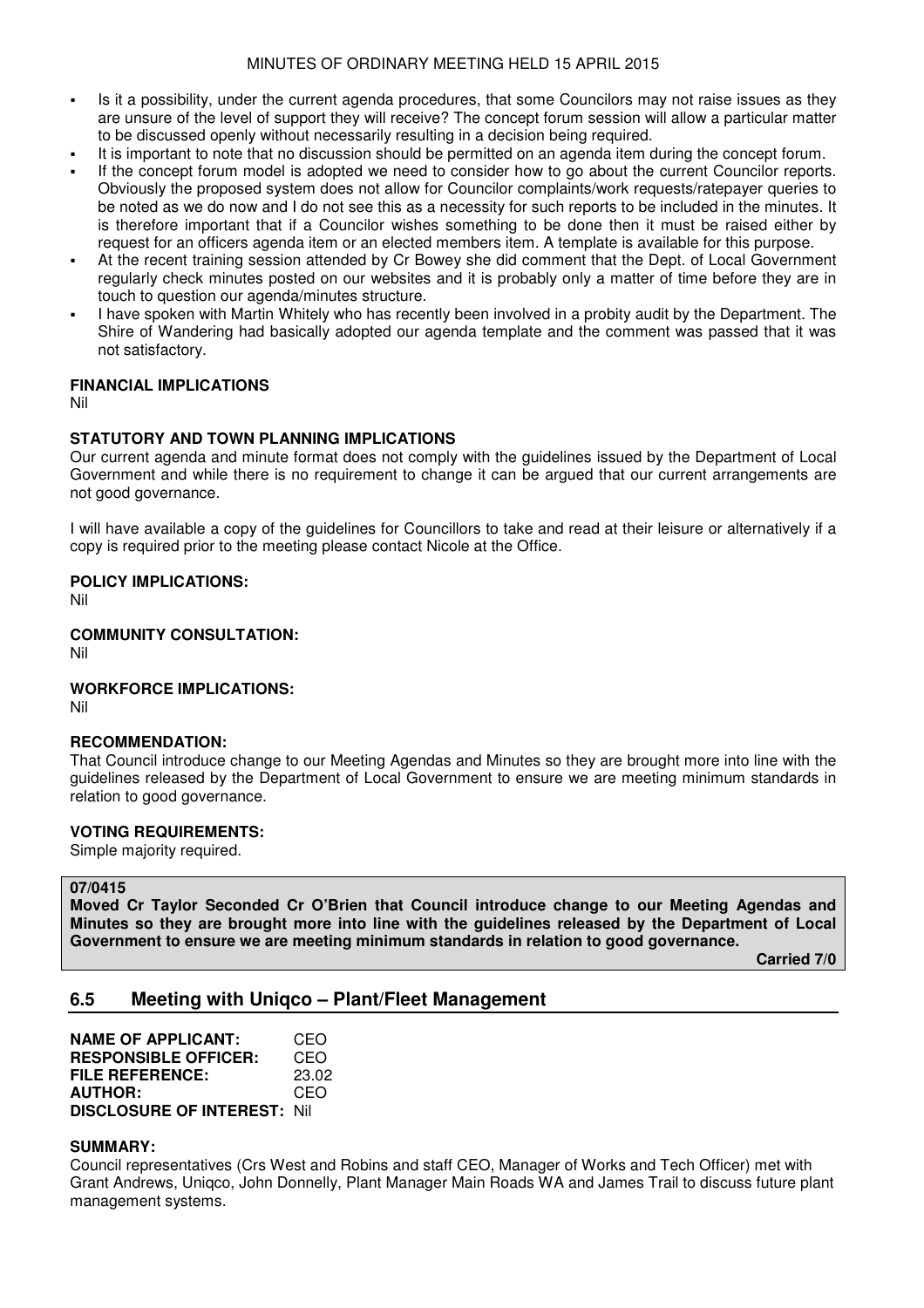- Is it a possibility, under the current agenda procedures, that some Councilors may not raise issues as they are unsure of the level of support they will receive? The concept forum session will allow a particular matter to be discussed openly without necessarily resulting in a decision being required.
- It is important to note that no discussion should be permitted on an agenda item during the concept forum.
- If the concept forum model is adopted we need to consider how to go about the current Councilor reports. Obviously the proposed system does not allow for Councilor complaints/work requests/ratepayer queries to be noted as we do now and I do not see this as a necessity for such reports to be included in the minutes. It is therefore important that if a Councilor wishes something to be done then it must be raised either by request for an officers agenda item or an elected members item. A template is available for this purpose.
- At the recent training session attended by Cr Bowey she did comment that the Dept. of Local Government regularly check minutes posted on our websites and it is probably only a matter of time before they are in touch to question our agenda/minutes structure.
- I have spoken with Martin Whitely who has recently been involved in a probity audit by the Department. The Shire of Wandering had basically adopted our agenda template and the comment was passed that it was not satisfactory.

**FINANCIAL IMPLICATIONS**
Nil

**STATUTORY AND TOWN PLANNING IMPLICATIONS**
Our current agenda and minute format does not comply with the guidelines issued by the Department of Local Government and while there is no requirement to change it can be argued that our current arrangements are not good governance.

I will have available a copy of the guidelines for Councillors to take and read at their leisure or alternatively if a copy is required prior to the meeting please contact Nicole at the Office.

**POLICY IMPLICATIONS:**
Nil

**COMMUNITY CONSULTATION:**
Nil

**WORKFORCE IMPLICATIONS:**
Nil

**RECOMMENDATION:**
That Council introduce change to our Meeting Agendas and Minutes so they are brought more into line with the guidelines released by the Department of Local Government to ensure we are meeting minimum standards in relation to good governance.

**VOTING REQUIREMENTS:**
Simple majority required.

**07/0415**
**Moved Cr Taylor Seconded Cr O'Brien that Council introduce change to our Meeting Agendas and Minutes so they are brought more into line with the guidelines released by the Department of Local Government to ensure we are meeting minimum standards in relation to good governance.**

**Carried 7/0**

## 6.5 Meeting with Uniqco – Plant/Fleet Management

**NAME OF APPLICANT:** CEO
**RESPONSIBLE OFFICER:** CEO
**FILE REFERENCE:** 23.02
**AUTHOR:** CEO
**DISCLOSURE OF INTEREST:** Nil

**SUMMARY:**
Council representatives (Crs West and Robins and staff CEO, Manager of Works and Tech Officer) met with Grant Andrews, Uniqco, John Donnelly, Plant Manager Main Roads WA and James Trail to discuss future plant management systems.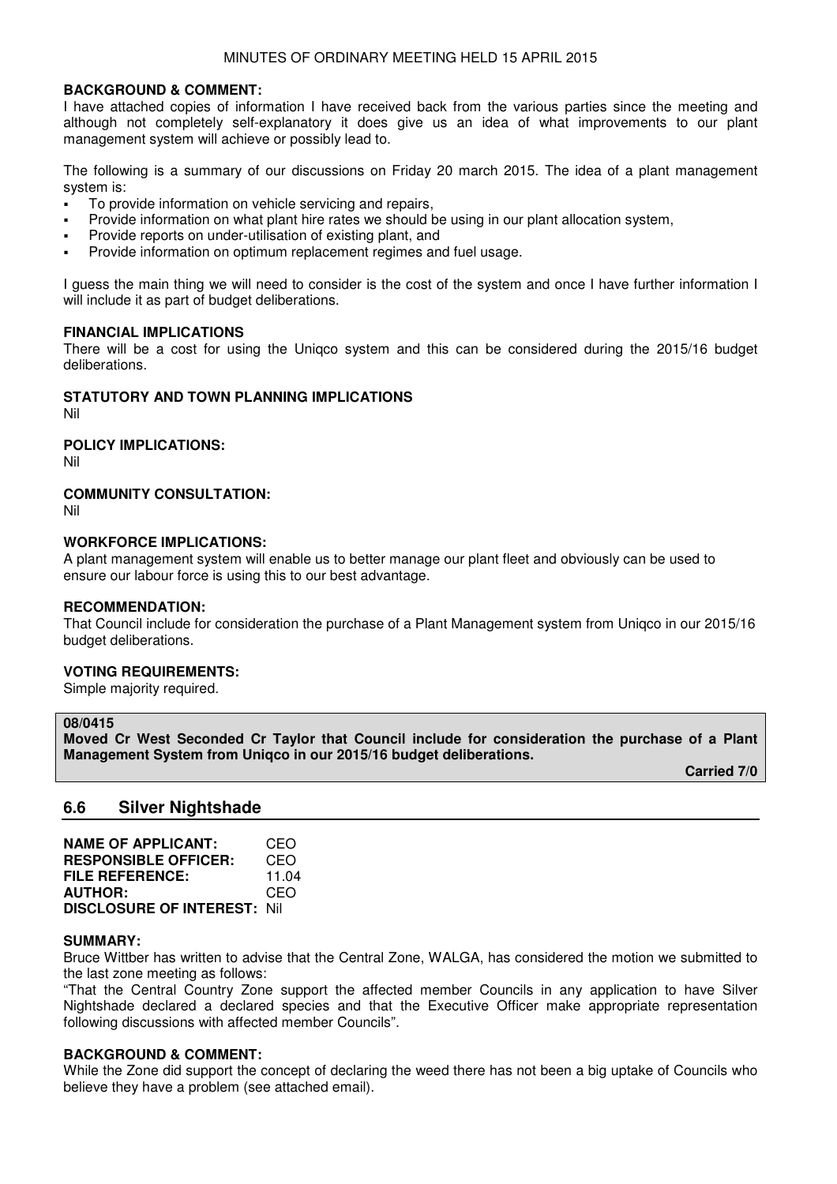**BACKGROUND & COMMENT:**
I have attached copies of information I have received back from the various parties since the meeting and although not completely self-explanatory it does give us an idea of what improvements to our plant management system will achieve or possibly lead to.

The following is a summary of our discussions on Friday 20 march 2015. The idea of a plant management system is:

- To provide information on vehicle servicing and repairs,
- Provide information on what plant hire rates we should be using in our plant allocation system,
- Provide reports on under-utilisation of existing plant, and
- Provide information on optimum replacement regimes and fuel usage.

I guess the main thing we will need to consider is the cost of the system and once I have further information I will include it as part of budget deliberations.

**FINANCIAL IMPLICATIONS**
There will be a cost for using the Uniqco system and this can be considered during the 2015/16 budget deliberations.

**STATUTORY AND TOWN PLANNING IMPLICATIONS**
Nil

**POLICY IMPLICATIONS:**
Nil

**COMMUNITY CONSULTATION:**
Nil

**WORKFORCE IMPLICATIONS:**
A plant management system will enable us to better manage our plant fleet and obviously can be used to ensure our labour force is using this to our best advantage.

**RECOMMENDATION:**
That Council include for consideration the purchase of a Plant Management system from Uniqco in our 2015/16 budget deliberations.

**VOTING REQUIREMENTS:**
Simple majority required.

**08/0415**
**Moved Cr West Seconded Cr Taylor that Council include for consideration the purchase of a Plant Management System from Uniqco in our 2015/16 budget deliberations.**

**Carried 7/0**

## 6.6 Silver Nightshade

**NAME OF APPLICANT:** CEO
**RESPONSIBLE OFFICER:** CEO
**FILE REFERENCE:** 11.04
**AUTHOR:** CEO
**DISCLOSURE OF INTEREST:** Nil

**SUMMARY:**
Bruce Wittber has written to advise that the Central Zone, WALGA, has considered the motion we submitted to the last zone meeting as follows:

"That the Central Country Zone support the affected member Councils in any application to have Silver Nightshade declared a declared species and that the Executive Officer make appropriate representation following discussions with affected member Councils".

**BACKGROUND & COMMENT:**
While the Zone did support the concept of declaring the weed there has not been a big uptake of Councils who believe they have a problem (see attached email).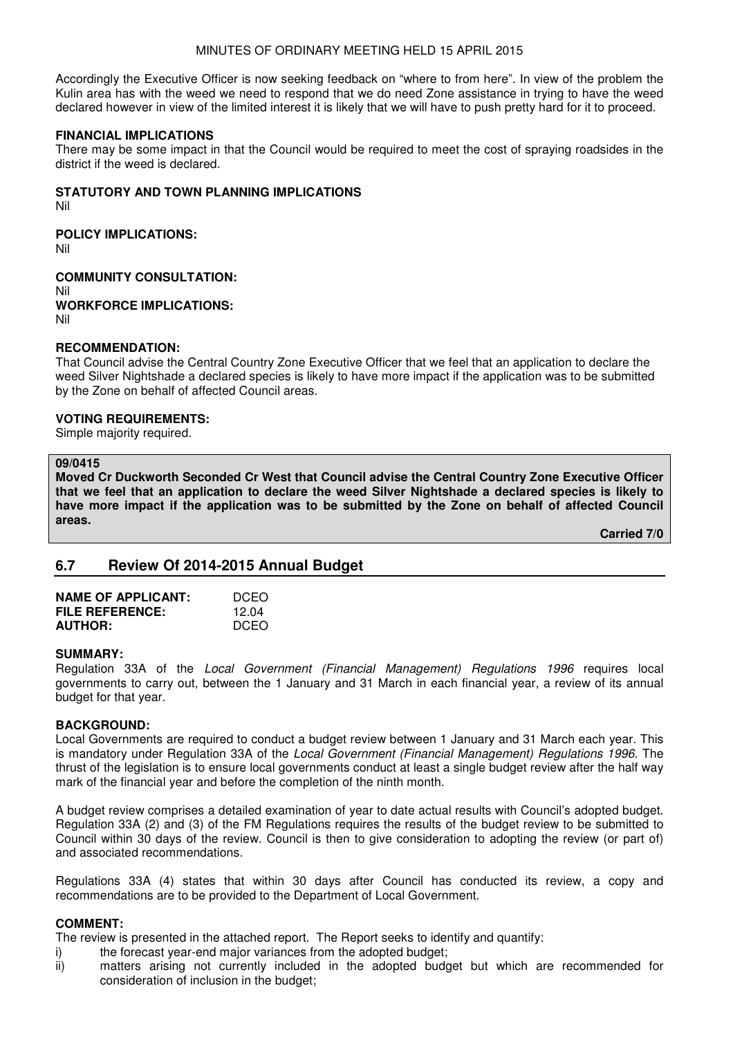Accordingly the Executive Officer is now seeking feedback on "where to from here". In view of the problem the Kulin area has with the weed we need to respond that we do need Zone assistance in trying to have the weed declared however in view of the limited interest it is likely that we will have to push pretty hard for it to proceed.

**FINANCIAL IMPLICATIONS**
There may be some impact in that the Council would be required to meet the cost of spraying roadsides in the district if the weed is declared.

**STATUTORY AND TOWN PLANNING IMPLICATIONS**
Nil

**POLICY IMPLICATIONS:**
Nil

**COMMUNITY CONSULTATION:**
Nil
**WORKFORCE IMPLICATIONS:**
Nil

**RECOMMENDATION:**
That Council advise the Central Country Zone Executive Officer that we feel that an application to declare the weed Silver Nightshade a declared species is likely to have more impact if the application was to be submitted by the Zone on behalf of affected Council areas.

**VOTING REQUIREMENTS:**
Simple majority required.

**09/0415**
**Moved Cr Duckworth Seconded Cr West that Council advise the Central Country Zone Executive Officer that we feel that an application to declare the weed Silver Nightshade a declared species is likely to have more impact if the application was to be submitted by the Zone on behalf of affected Council areas.**

**Carried 7/0**

## 6.7 Review Of 2014-2015 Annual Budget

| | |
|---|---|
| **NAME OF APPLICANT:** | DCEO |
| **FILE REFERENCE:** | 12.04 |
| **AUTHOR:** | DCEO |

**SUMMARY:**
Regulation 33A of the *Local Government (Financial Management) Regulations 1996* requires local governments to carry out, between the 1 January and 31 March in each financial year, a review of its annual budget for that year.

**BACKGROUND:**
Local Governments are required to conduct a budget review between 1 January and 31 March each year. This is mandatory under Regulation 33A of the *Local Government (Financial Management) Regulations 1996.* The thrust of the legislation is to ensure local governments conduct at least a single budget review after the half way mark of the financial year and before the completion of the ninth month.

A budget review comprises a detailed examination of year to date actual results with Council's adopted budget. Regulation 33A (2) and (3) of the FM Regulations requires the results of the budget review to be submitted to Council within 30 days of the review. Council is then to give consideration to adopting the review (or part of) and associated recommendations.

Regulations 33A (4) states that within 30 days after Council has conducted its review, a copy and recommendations are to be provided to the Department of Local Government.

**COMMENT:**
The review is presented in the attached report. The Report seeks to identify and quantify:

i) the forecast year-end major variances from the adopted budget;
ii) matters arising not currently included in the adopted budget but which are recommended for consideration of inclusion in the budget;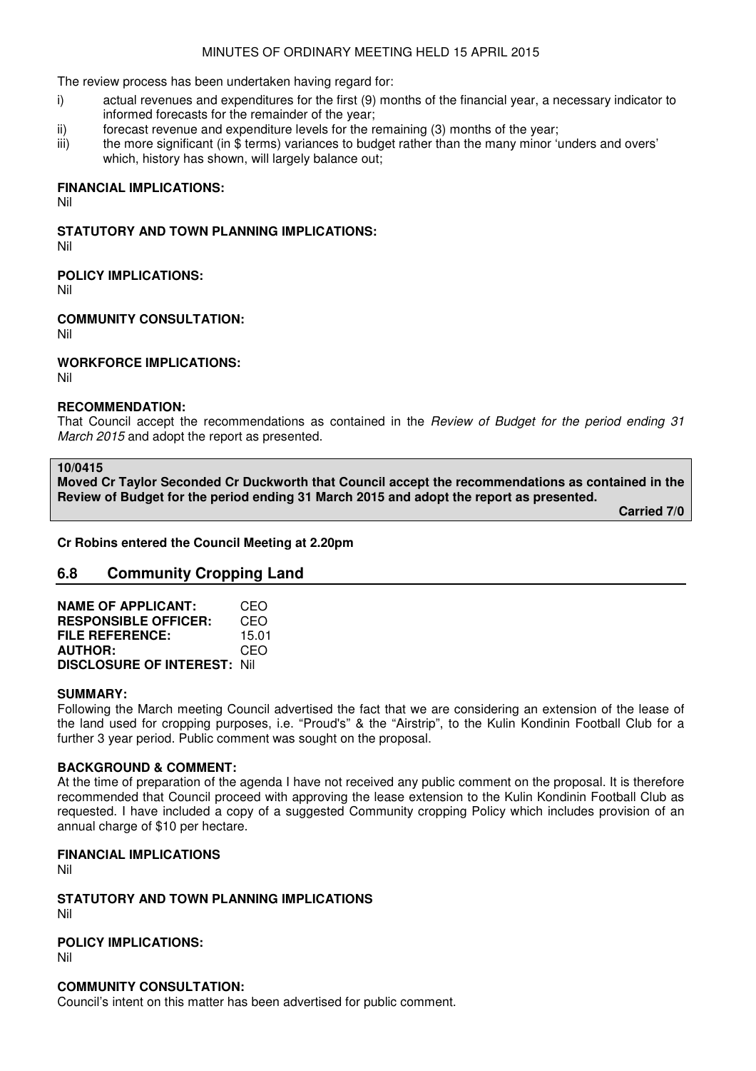The review process has been undertaken having regard for:

i) actual revenues and expenditures for the first (9) months of the financial year, a necessary indicator to informed forecasts for the remainder of the year;
ii) forecast revenue and expenditure levels for the remaining (3) months of the year;
iii) the more significant (in $ terms) variances to budget rather than the many minor 'unders and overs' which, history has shown, will largely balance out;

**FINANCIAL IMPLICATIONS:**
Nil

**STATUTORY AND TOWN PLANNING IMPLICATIONS:**
Nil

**POLICY IMPLICATIONS:**
Nil

**COMMUNITY CONSULTATION:**
Nil

**WORKFORCE IMPLICATIONS:**
Nil

**RECOMMENDATION:**
That Council accept the recommendations as contained in the *Review of Budget for the period ending 31 March 2015* and adopt the report as presented.

**10/0415**
**Moved Cr Taylor Seconded Cr Duckworth that Council accept the recommendations as contained in the Review of Budget for the period ending 31 March 2015 and adopt the report as presented.**

**Carried 7/0**

**Cr Robins entered the Council Meeting at 2.20pm**

## 6.8 Community Cropping Land

**NAME OF APPLICANT:** CEO
**RESPONSIBLE OFFICER:** CEO
**FILE REFERENCE:** 15.01
**AUTHOR:** CEO
**DISCLOSURE OF INTEREST:** Nil

**SUMMARY:**
Following the March meeting Council advertised the fact that we are considering an extension of the lease of the land used for cropping purposes, i.e. "Proud's" & the "Airstrip", to the Kulin Kondinin Football Club for a further 3 year period. Public comment was sought on the proposal.

**BACKGROUND & COMMENT:**
At the time of preparation of the agenda I have not received any public comment on the proposal. It is therefore recommended that Council proceed with approving the lease extension to the Kulin Kondinin Football Club as requested. I have included a copy of a suggested Community cropping Policy which includes provision of an annual charge of $10 per hectare.

**FINANCIAL IMPLICATIONS**
Nil

**STATUTORY AND TOWN PLANNING IMPLICATIONS**
Nil

**POLICY IMPLICATIONS:**
Nil

**COMMUNITY CONSULTATION:**
Council's intent on this matter has been advertised for public comment.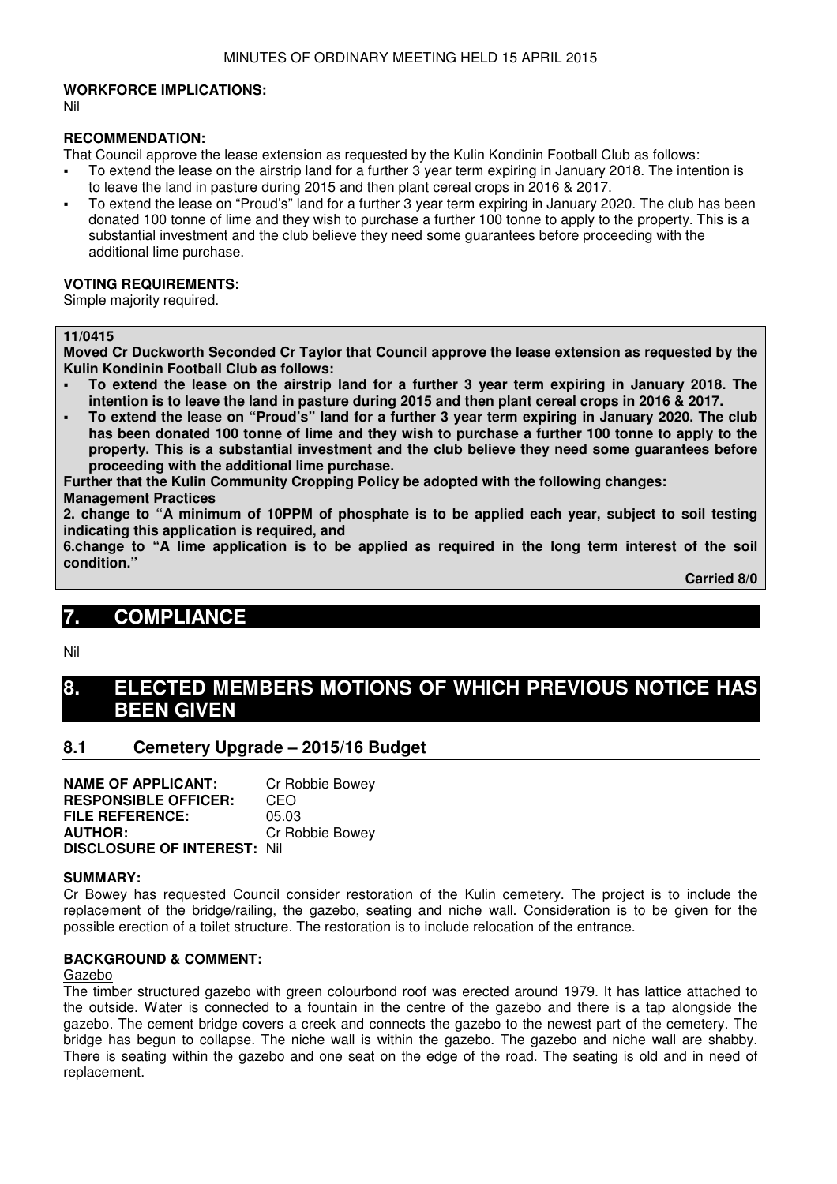**WORKFORCE IMPLICATIONS:**
Nil

**RECOMMENDATION:**
That Council approve the lease extension as requested by the Kulin Kondinin Football Club as follows:

- To extend the lease on the airstrip land for a further 3 year term expiring in January 2018. The intention is to leave the land in pasture during 2015 and then plant cereal crops in 2016 & 2017.
- To extend the lease on "Proud's" land for a further 3 year term expiring in January 2020. The club has been donated 100 tonne of lime and they wish to purchase a further 100 tonne to apply to the property. This is a substantial investment and the club believe they need some guarantees before proceeding with the additional lime purchase.

**VOTING REQUIREMENTS:**
Simple majority required.

**11/0415**
**Moved Cr Duckworth Seconded Cr Taylor that Council approve the lease extension as requested by the Kulin Kondinin Football Club as follows:**

- **To extend the lease on the airstrip land for a further 3 year term expiring in January 2018. The intention is to leave the land in pasture during 2015 and then plant cereal crops in 2016 & 2017.**
- **To extend the lease on "Proud's" land for a further 3 year term expiring in January 2020. The club has been donated 100 tonne of lime and they wish to purchase a further 100 tonne to apply to the property. This is a substantial investment and the club believe they need some guarantees before proceeding with the additional lime purchase.**

**Further that the Kulin Community Cropping Policy be adopted with the following changes:**
**Management Practices**
**2. change to "A minimum of 10PPM of phosphate is to be applied each year, subject to soil testing indicating this application is required, and**
**6.change to "A lime application is to be applied as required in the long term interest of the soil condition."**

**Carried 8/0**

# 7. COMPLIANCE

Nil

# 8. ELECTED MEMBERS MOTIONS OF WHICH PREVIOUS NOTICE HAS BEEN GIVEN

## 8.1 Cemetery Upgrade – 2015/16 Budget

**NAME OF APPLICANT:** Cr Robbie Bowey
**RESPONSIBLE OFFICER:** CEO
**FILE REFERENCE:** 05.03
**AUTHOR:** Cr Robbie Bowey
**DISCLOSURE OF INTEREST:** Nil

**SUMMARY:**
Cr Bowey has requested Council consider restoration of the Kulin cemetery. The project is to include the replacement of the bridge/railing, the gazebo, seating and niche wall. Consideration is to be given for the possible erection of a toilet structure. The restoration is to include relocation of the entrance.

**BACKGROUND & COMMENT:**
Gazebo
The timber structured gazebo with green colourbond roof was erected around 1979. It has lattice attached to the outside. Water is connected to a fountain in the centre of the gazebo and there is a tap alongside the gazebo. The cement bridge covers a creek and connects the gazebo to the newest part of the cemetery. The bridge has begun to collapse. The niche wall is within the gazebo. The gazebo and niche wall are shabby. There is seating within the gazebo and one seat on the edge of the road. The seating is old and in need of replacement.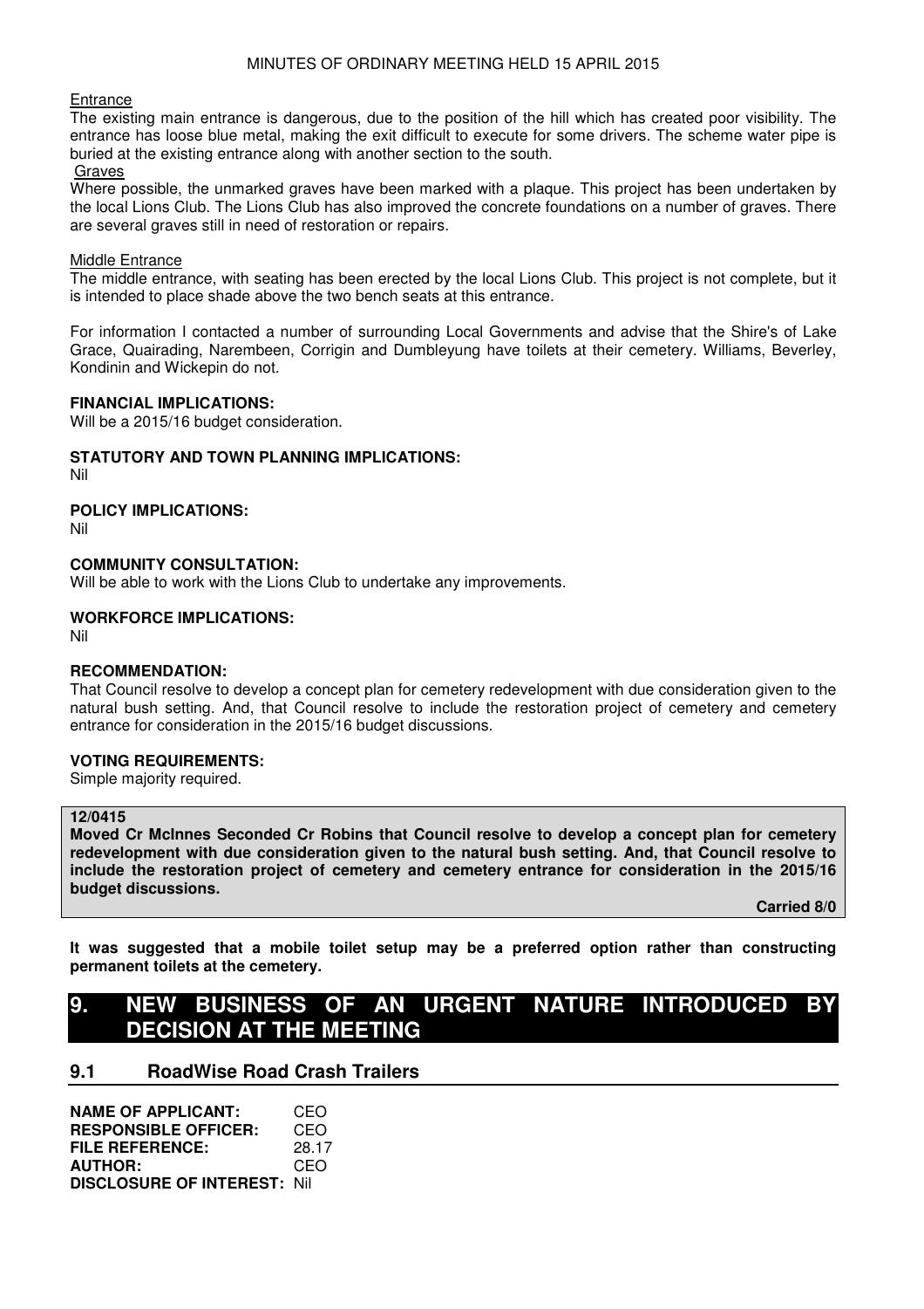Entrance

The existing main entrance is dangerous, due to the position of the hill which has created poor visibility. The entrance has loose blue metal, making the exit difficult to execute for some drivers. The scheme water pipe is buried at the existing entrance along with another section to the south.

Graves

Where possible, the unmarked graves have been marked with a plaque. This project has been undertaken by the local Lions Club. The Lions Club has also improved the concrete foundations on a number of graves. There are several graves still in need of restoration or repairs.

Middle Entrance

The middle entrance, with seating has been erected by the local Lions Club. This project is not complete, but it is intended to place shade above the two bench seats at this entrance.

For information I contacted a number of surrounding Local Governments and advise that the Shire's of Lake Grace, Quairading, Narembeen, Corrigin and Dumbleyung have toilets at their cemetery. Williams, Beverley, Kondinin and Wickepin do not.

**FINANCIAL IMPLICATIONS:**
Will be a 2015/16 budget consideration.

**STATUTORY AND TOWN PLANNING IMPLICATIONS:**
Nil

**POLICY IMPLICATIONS:**
Nil

**COMMUNITY CONSULTATION:**
Will be able to work with the Lions Club to undertake any improvements.

**WORKFORCE IMPLICATIONS:**
Nil

**RECOMMENDATION:**
That Council resolve to develop a concept plan for cemetery redevelopment with due consideration given to the natural bush setting. And, that Council resolve to include the restoration project of cemetery and cemetery entrance for consideration in the 2015/16 budget discussions.

**VOTING REQUIREMENTS:**
Simple majority required.

**12/0415**
**Moved Cr McInnes Seconded Cr Robins that Council resolve to develop a concept plan for cemetery redevelopment with due consideration given to the natural bush setting. And, that Council resolve to include the restoration project of cemetery and cemetery entrance for consideration in the 2015/16 budget discussions.**

**Carried 8/0**

**It was suggested that a mobile toilet setup may be a preferred option rather than constructing permanent toilets at the cemetery.**

# 9. NEW BUSINESS OF AN URGENT NATURE INTRODUCED BY DECISION AT THE MEETING

## 9.1 RoadWise Road Crash Trailers

**NAME OF APPLICANT:** CEO
**RESPONSIBLE OFFICER:** CEO
**FILE REFERENCE:** 28.17
**AUTHOR:** CEO
**DISCLOSURE OF INTEREST:** Nil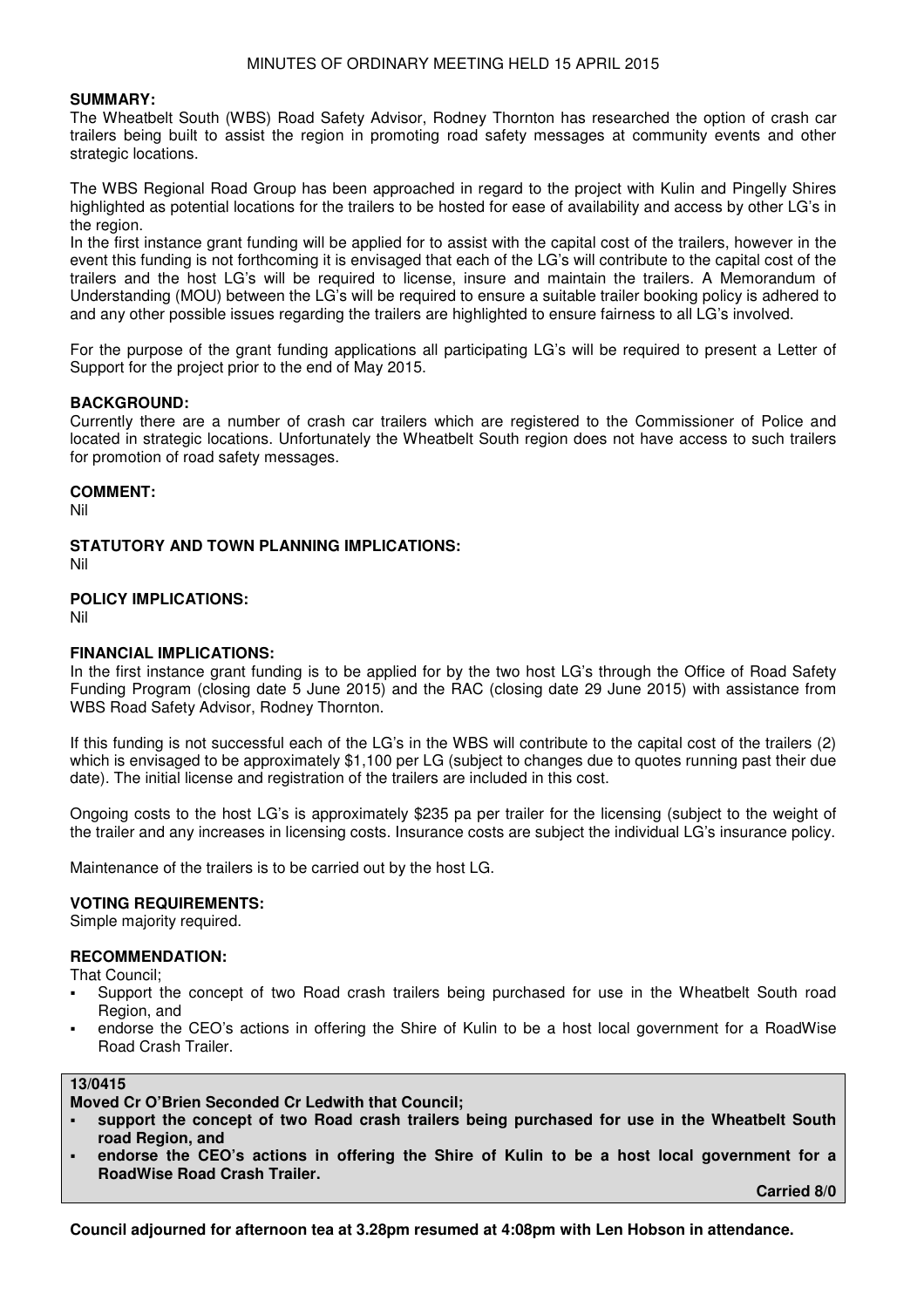**SUMMARY:**
The Wheatbelt South (WBS) Road Safety Advisor, Rodney Thornton has researched the option of crash car trailers being built to assist the region in promoting road safety messages at community events and other strategic locations.

The WBS Regional Road Group has been approached in regard to the project with Kulin and Pingelly Shires highlighted as potential locations for the trailers to be hosted for ease of availability and access by other LG's in the region.
In the first instance grant funding will be applied for to assist with the capital cost of the trailers, however in the event this funding is not forthcoming it is envisaged that each of the LG's will contribute to the capital cost of the trailers and the host LG's will be required to license, insure and maintain the trailers. A Memorandum of Understanding (MOU) between the LG's will be required to ensure a suitable trailer booking policy is adhered to and any other possible issues regarding the trailers are highlighted to ensure fairness to all LG's involved.

For the purpose of the grant funding applications all participating LG's will be required to present a Letter of Support for the project prior to the end of May 2015.

**BACKGROUND:**
Currently there are a number of crash car trailers which are registered to the Commissioner of Police and located in strategic locations. Unfortunately the Wheatbelt South region does not have access to such trailers for promotion of road safety messages.

**COMMENT:**
Nil

**STATUTORY AND TOWN PLANNING IMPLICATIONS:**
Nil

**POLICY IMPLICATIONS:**
Nil

**FINANCIAL IMPLICATIONS:**
In the first instance grant funding is to be applied for by the two host LG's through the Office of Road Safety Funding Program (closing date 5 June 2015) and the RAC (closing date 29 June 2015) with assistance from WBS Road Safety Advisor, Rodney Thornton.

If this funding is not successful each of the LG's in the WBS will contribute to the capital cost of the trailers (2) which is envisaged to be approximately $1,100 per LG (subject to changes due to quotes running past their due date). The initial license and registration of the trailers are included in this cost.

Ongoing costs to the host LG's is approximately $235 pa per trailer for the licensing (subject to the weight of the trailer and any increases in licensing costs. Insurance costs are subject the individual LG's insurance policy.

Maintenance of the trailers is to be carried out by the host LG.

**VOTING REQUIREMENTS:**
Simple majority required.

**RECOMMENDATION:**
That Council;

- Support the concept of two Road crash trailers being purchased for use in the Wheatbelt South road Region, and
- endorse the CEO's actions in offering the Shire of Kulin to be a host local government for a RoadWise Road Crash Trailer.

**13/0415**

**Moved Cr O'Brien Seconded Cr Ledwith that Council;**

- **support the concept of two Road crash trailers being purchased for use in the Wheatbelt South road Region, and**
- **endorse the CEO's actions in offering the Shire of Kulin to be a host local government for a RoadWise Road Crash Trailer.**

**Carried 8/0**

**Council adjourned for afternoon tea at 3.28pm resumed at 4:08pm with Len Hobson in attendance.**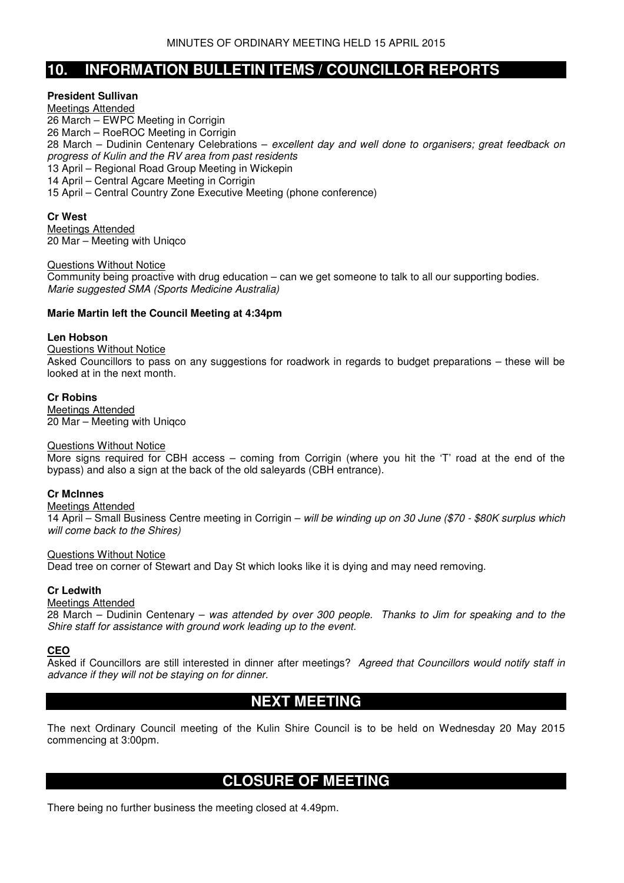## 10. INFORMATION BULLETIN ITEMS / COUNCILLOR REPORTS

**President Sullivan**

Meetings Attended

26 March – EWPC Meeting in Corrigin
26 March – RoeROC Meeting in Corrigin
28 March – Dudinin Centenary Celebrations – *excellent day and well done to organisers; great feedback on progress of Kulin and the RV area from past residents*
13 April – Regional Road Group Meeting in Wickepin
14 April – Central Agcare Meeting in Corrigin
15 April – Central Country Zone Executive Meeting (phone conference)

**Cr West**

Meetings Attended

20 Mar – Meeting with Uniqco

Questions Without Notice

Community being proactive with drug education – can we get someone to talk to all our supporting bodies.
*Marie suggested SMA (Sports Medicine Australia)*

**Marie Martin left the Council Meeting at 4:34pm**

**Len Hobson**

Questions Without Notice

Asked Councillors to pass on any suggestions for roadwork in regards to budget preparations – these will be looked at in the next month.

**Cr Robins**

Meetings Attended

20 Mar – Meeting with Uniqco

Questions Without Notice

More signs required for CBH access – coming from Corrigin (where you hit the 'T' road at the end of the bypass) and also a sign at the back of the old saleyards (CBH entrance).

**Cr McInnes**

Meetings Attended

14 April – Small Business Centre meeting in Corrigin – *will be winding up on 30 June ($70 - $80K surplus which will come back to the Shires)*

Questions Without Notice

Dead tree on corner of Stewart and Day St which looks like it is dying and may need removing.

**Cr Ledwith**

Meetings Attended

28 March – Dudinin Centenary – *was attended by over 300 people. Thanks to Jim for speaking and to the Shire staff for assistance with ground work leading up to the event.*

**CEO**

Asked if Councillors are still interested in dinner after meetings? *Agreed that Councillors would notify staff in advance if they will not be staying on for dinner.*

## NEXT MEETING

The next Ordinary Council meeting of the Kulin Shire Council is to be held on Wednesday 20 May 2015 commencing at 3:00pm.

## CLOSURE OF MEETING

There being no further business the meeting closed at 4.49pm.